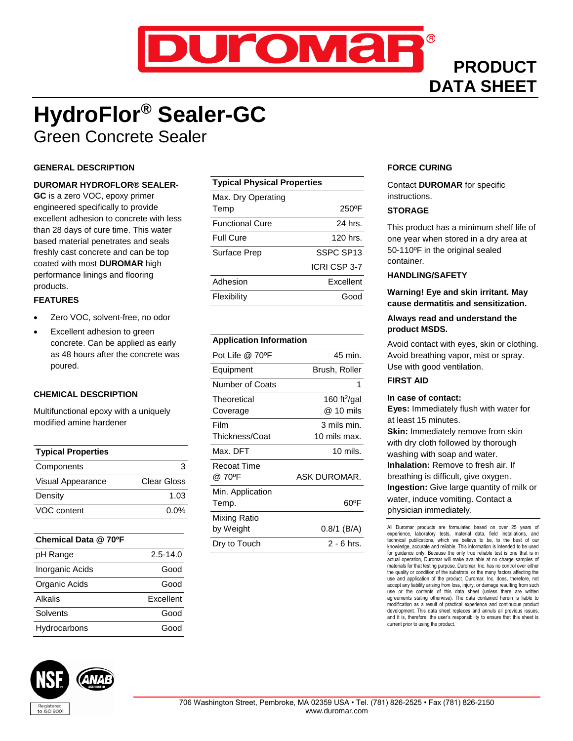# HydroFlor® Sealer-GC

## Green Concrete Sealer

PRODUCT DATA SHEET

### GENERAL DESCRIPTION

**DUROMAR HYDROFLOR® SEALER-GC** is a zero VOC, epoxy primer engineered specifically to provide excellent adhesion to concrete with less than 28 days of cure time. This water based material penetrates and seals freshly cast concrete and can be top coated with most **DUROMAR** high performance linings and flooring products.

### FEATURES

- Zero VOC, solvent-free, no odor
- Excellent adhesion to green concrete. Can be applied as early as 48 hours after the concrete was poured.

### CHEMICAL DESCRIPTION

Multifunctional epoxy with a uniquely modified amine hardener

| Typical Properties | |
|---|---|
| Components | 3 |
| Visual Appearance | Clear Gloss |
| Density | 1.03 |
| VOC content | 0.0% |

| Chemical Data @ 70ºF | |
|---|---|
| pH Range | 2.5-14.0 |
| Inorganic Acids | Good |
| Organic Acids | Good |
| Alkalis | Excellent |
| Solvents | Good |
| Hydrocarbons | Good |

| Typical Physical Properties | |
|---|---|
| Max. Dry Operating Temp | 250ºF |
| Functional Cure | 24 hrs. |
| Full Cure | 120 hrs. |
| Surface Prep | SSPC SP13 ICRI CSP 3-7 |
| Adhesion | Excellent |
| Flexibility | Good |

| Application Information | |
|---|---|
| Pot Life @ 70ºF | 45 min. |
| Equipment | Brush, Roller |
| Number of Coats | 1 |
| Theoretical Coverage | 160 ft²/gal @ 10 mils |
| Film Thickness/Coat | 3 mils min. 10 mils max. |
| Max. DFT | 10 mils. |
| Recoat Time @ 70ºF | ASK DUROMAR. |
| Min. Application Temp. | 60ºF |
| Mixing Ratio by Weight | 0.8/1 (B/A) |
| Dry to Touch | 2 - 6 hrs. |

### FORCE CURING

Contact **DUROMAR** for specific instructions.

### STORAGE

This product has a minimum shelf life of one year when stored in a dry area at 50-110ºF in the original sealed container.

### HANDLING/SAFETY

**Warning! Eye and skin irritant. May cause dermatitis and sensitization.**

**Always read and understand the product MSDS.**

Avoid contact with eyes, skin or clothing. Avoid breathing vapor, mist or spray. Use with good ventilation.

### FIRST AID

**In case of contact:**
**Eyes:** Immediately flush with water for at least 15 minutes.
**Skin:** Immediately remove from skin with dry cloth followed by thorough washing with soap and water.
**Inhalation:** Remove to fresh air. If breathing is difficult, give oxygen.
**Ingestion:** Give large quantity of milk or water, induce vomiting. Contact a physician immediately.

All Duromar products are formulated based on over 25 years of experience, laboratory tests, material data, field installations, and technical publications, which we believe to be, to the best of our knowledge, accurate and reliable. This information is intended to be used for guidance only. Because the only true reliable test is one that is in actual operation, Duromar will make available at no charge samples of materials for that testing purpose. Duromar, Inc. has no control over either the quality or condition of the substrate, or the many factors affecting the use and application of the product. Duromar, Inc. does, therefore, not accept any liability arising from loss, injury, or damage resulting from such use or the contents of this data sheet (unless there are written agreements stating otherwise). The data contained herein is liable to modification as a result of practical experience and continuous product development. This data sheet replaces and annuls all previous issues, and it is, therefore, the user's responsibility to ensure that this sheet is current prior to using the product.

Registered to ISO 9001

706 Washington Street, Pembroke, MA 02359 USA • Tel. (781) 826-2525 • Fax (781) 826-2150
www.duromar.com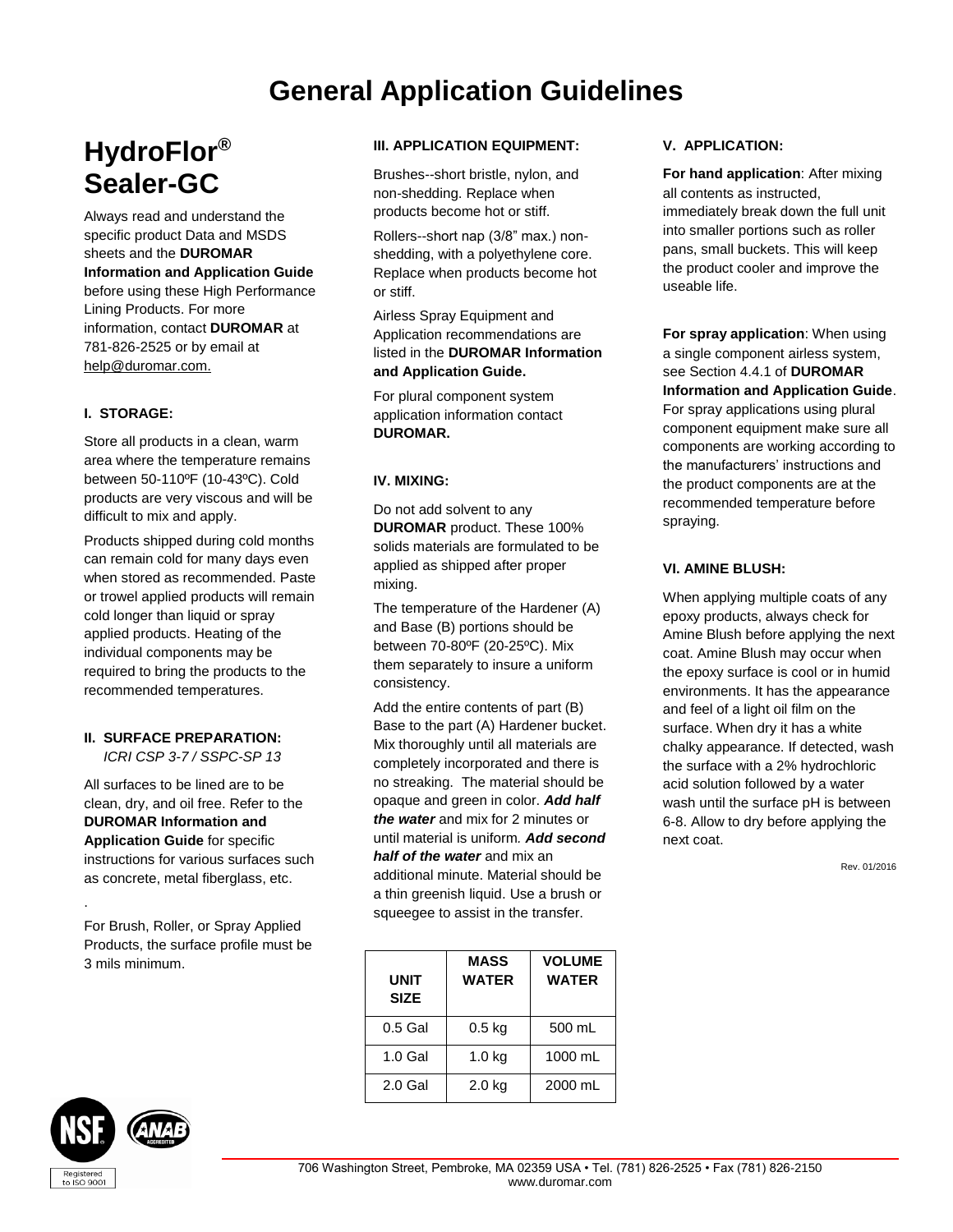# General Application Guidelines

## HydroFlor® Sealer-GC

Always read and understand the specific product Data and MSDS sheets and the **DUROMAR Information and Application Guide** before using these High Performance Lining Products. For more information, contact **DUROMAR** at 781-826-2525 or by email at help@duromar.com.

### I. STORAGE:

Store all products in a clean, warm area where the temperature remains between 50-110ºF (10-43ºC). Cold products are very viscous and will be difficult to mix and apply.

Products shipped during cold months can remain cold for many days even when stored as recommended. Paste or trowel applied products will remain cold longer than liquid or spray applied products. Heating of the individual components may be required to bring the products to the recommended temperatures.

### II. SURFACE PREPARATION:

*ICRI CSP 3-7 / SSPC-SP 13*

All surfaces to be lined are to be clean, dry, and oil free. Refer to the **DUROMAR Information and Application Guide** for specific instructions for various surfaces such as concrete, metal fiberglass, etc.

.

For Brush, Roller, or Spray Applied Products, the surface profile must be 3 mils minimum.

### III. APPLICATION EQUIPMENT:

Brushes--short bristle, nylon, and non-shedding. Replace when products become hot or stiff.

Rollers--short nap (3/8" max.) non-shedding, with a polyethylene core. Replace when products become hot or stiff.

Airless Spray Equipment and Application recommendations are listed in the **DUROMAR Information and Application Guide.**

For plural component system application information contact **DUROMAR.**

### IV. MIXING:

Do not add solvent to any **DUROMAR** product. These 100% solids materials are formulated to be applied as shipped after proper mixing.

The temperature of the Hardener (A) and Base (B) portions should be between 70-80ºF (20-25ºC). Mix them separately to insure a uniform consistency.

Add the entire contents of part (B) Base to the part (A) Hardener bucket. Mix thoroughly until all materials are completely incorporated and there is no streaking. The material should be opaque and green in color. ***Add half the water*** and mix for 2 minutes or until material is uniform. ***Add second half of the water*** and mix an additional minute. Material should be a thin greenish liquid. Use a brush or squeegee to assist in the transfer.

| UNIT SIZE | MASS WATER | VOLUME WATER |
|---|---|---|
| 0.5 Gal | 0.5 kg | 500 mL |
| 1.0 Gal | 1.0 kg | 1000 mL |
| 2.0 Gal | 2.0 kg | 2000 mL |

### V. APPLICATION:

**For hand application**: After mixing all contents as instructed, immediately break down the full unit into smaller portions such as roller pans, small buckets. This will keep the product cooler and improve the useable life.

**For spray application**: When using a single component airless system, see Section 4.4.1 of **DUROMAR Information and Application Guide**. For spray applications using plural component equipment make sure all components are working according to the manufacturers' instructions and the product components are at the recommended temperature before spraying.

### VI. AMINE BLUSH:

When applying multiple coats of any epoxy products, always check for Amine Blush before applying the next coat. Amine Blush may occur when the epoxy surface is cool or in humid environments. It has the appearance and feel of a light oil film on the surface. When dry it has a white chalky appearance. If detected, wash the surface with a 2% hydrochloric acid solution followed by a water wash until the surface pH is between 6-8. Allow to dry before applying the next coat.

Rev. 01/2016

Registered to ISO 9001

706 Washington Street, Pembroke, MA 02359 USA • Tel. (781) 826-2525 • Fax (781) 826-2150
www.duromar.com